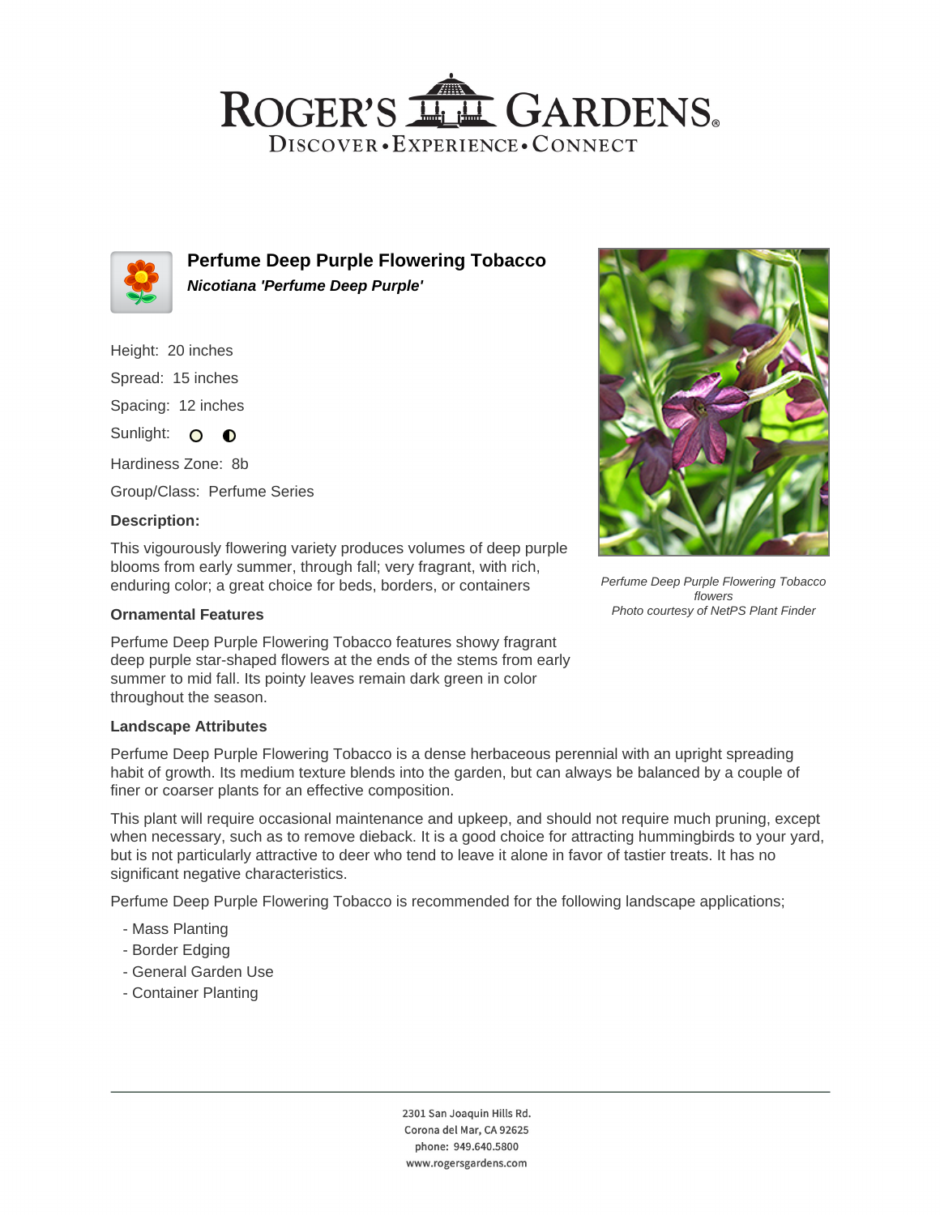# Roger's Gardens

Discover • Experience • Connect

## Perfume Deep Purple Flowering Tobacco

***Nicotiana 'Perfume Deep Purple'***

Height: 20 inches

Spread: 15 inches

Spacing: 12 inches

Sunlight: ○ ◐

Hardiness Zone: 8b

Group/Class: Perfume Series

**Description:**

This vigorously flowering variety produces volumes of deep purple blooms from early summer, through fall; very fragrant, with rich, enduring color; a great choice for beds, borders, or containers

*Perfume Deep Purple Flowering Tobacco flowers*
*Photo courtesy of NetPS Plant Finder*

### Ornamental Features

Perfume Deep Purple Flowering Tobacco features showy fragrant deep purple star-shaped flowers at the ends of the stems from early summer to mid fall. Its pointy leaves remain dark green in color throughout the season.

### Landscape Attributes

Perfume Deep Purple Flowering Tobacco is a dense herbaceous perennial with an upright spreading habit of growth. Its medium texture blends into the garden, but can always be balanced by a couple of finer or coarser plants for an effective composition.

This plant will require occasional maintenance and upkeep, and should not require much pruning, except when necessary, such as to remove dieback. It is a good choice for attracting hummingbirds to your yard, but is not particularly attractive to deer who tend to leave it alone in favor of tastier treats. It has no significant negative characteristics.

Perfume Deep Purple Flowering Tobacco is recommended for the following landscape applications;

- Mass Planting
- Border Edging
- General Garden Use
- Container Planting

2301 San Joaquin Hills Rd.
Corona del Mar, CA 92625
phone: 949.640.5800
www.rogersgardens.com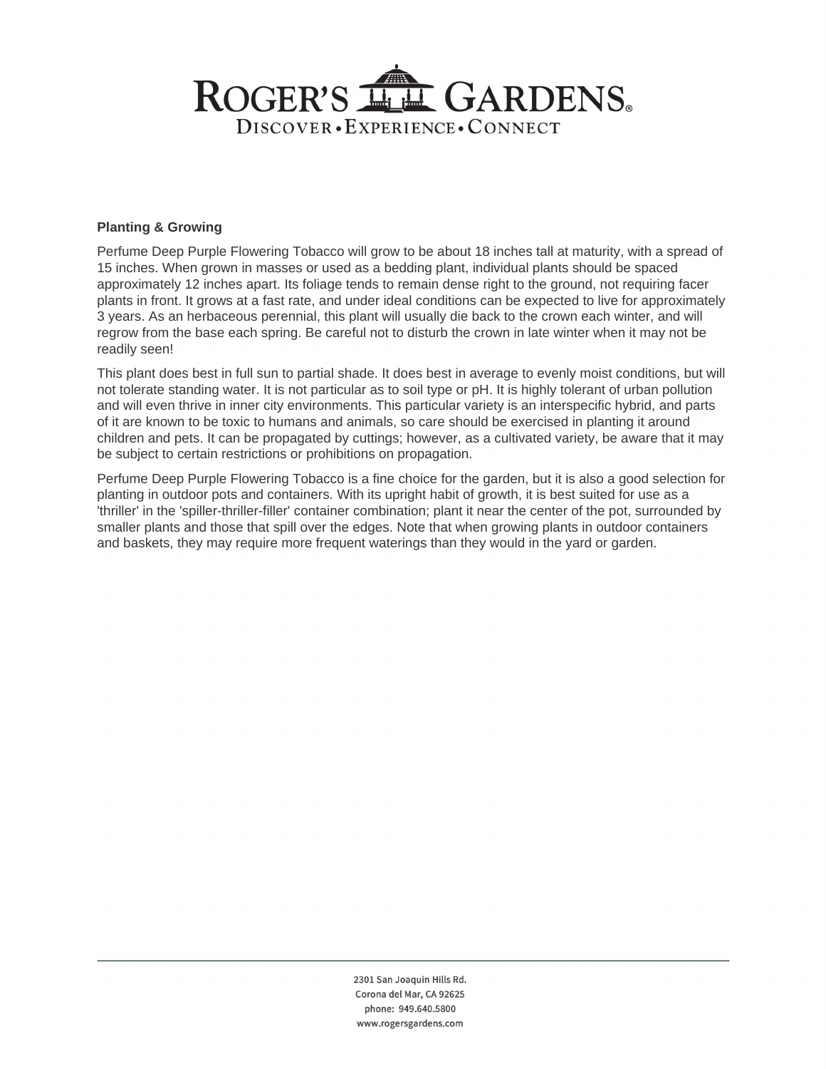**Planting & Growing**

Perfume Deep Purple Flowering Tobacco will grow to be about 18 inches tall at maturity, with a spread of 15 inches. When grown in masses or used as a bedding plant, individual plants should be spaced approximately 12 inches apart. Its foliage tends to remain dense right to the ground, not requiring facer plants in front. It grows at a fast rate, and under ideal conditions can be expected to live for approximately 3 years. As an herbaceous perennial, this plant will usually die back to the crown each winter, and will regrow from the base each spring. Be careful not to disturb the crown in late winter when it may not be readily seen!

This plant does best in full sun to partial shade. It does best in average to evenly moist conditions, but will not tolerate standing water. It is not particular as to soil type or pH. It is highly tolerant of urban pollution and will even thrive in inner city environments. This particular variety is an interspecific hybrid, and parts of it are known to be toxic to humans and animals, so care should be exercised in planting it around children and pets. It can be propagated by cuttings; however, as a cultivated variety, be aware that it may be subject to certain restrictions or prohibitions on propagation.

Perfume Deep Purple Flowering Tobacco is a fine choice for the garden, but it is also a good selection for planting in outdoor pots and containers. With its upright habit of growth, it is best suited for use as a 'thriller' in the 'spiller-thriller-filler' container combination; plant it near the center of the pot, surrounded by smaller plants and those that spill over the edges. Note that when growing plants in outdoor containers and baskets, they may require more frequent waterings than they would in the yard or garden.